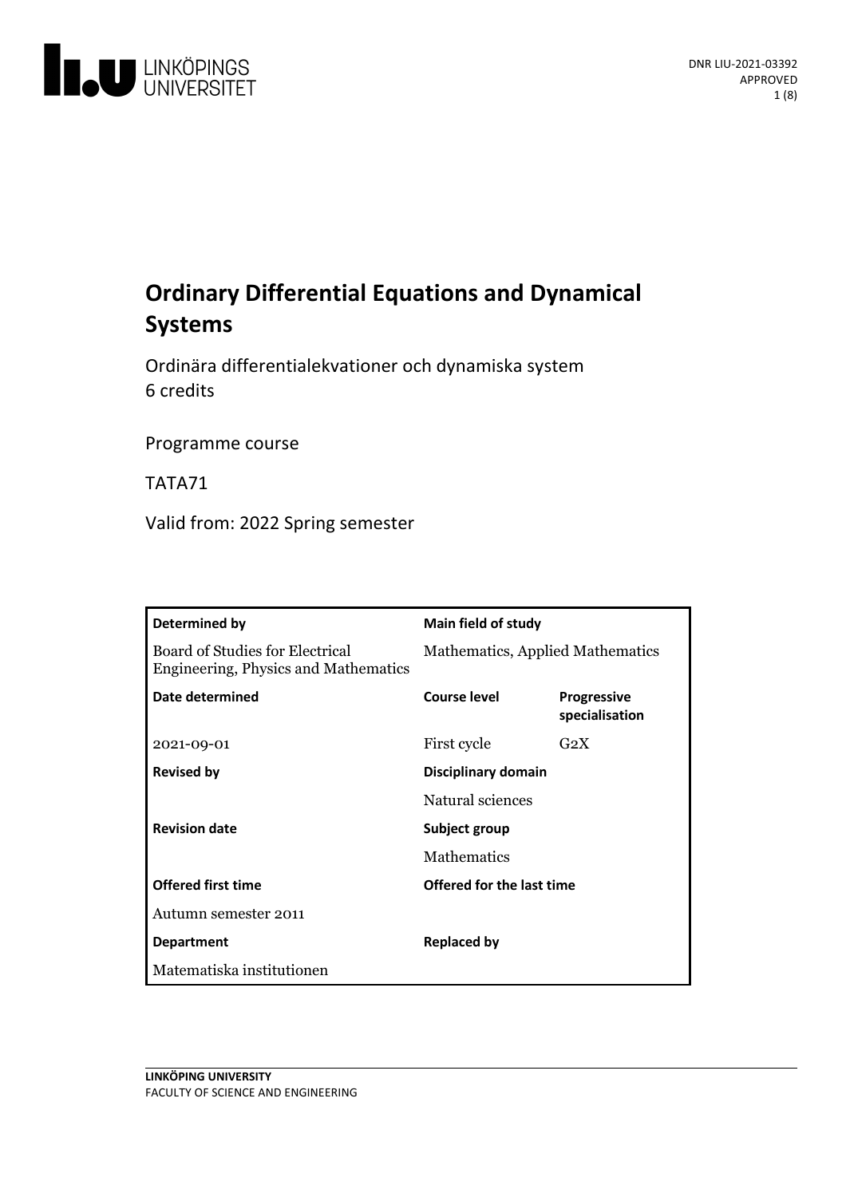DNR LIU-2021-03392
APPROVED

# Ordinary Differential Equations and Dynamical Systems

Ordinära differentialekvationer och dynamiska system
6 credits

Programme course

TATA71

Valid from: 2022 Spring semester

| Determined by | Main field of study | |
|---|---|---|
| Board of Studies for Electrical Engineering, Physics and Mathematics | Mathematics, Applied Mathematics | |
| **Date determined** | **Course level** | **Progressive specialisation** |
| 2021-09-01 | First cycle | G2X |
| **Revised by** | **Disciplinary domain** | |
| | Natural sciences | |
| **Revision date** | **Subject group** | |
| | Mathematics | |
| **Offered first time** | **Offered for the last time** | |
| Autumn semester 2011 | | |
| **Department** | **Replaced by** | |
| Matematiska institutionen | | |

**LINKÖPING UNIVERSITY**
FACULTY OF SCIENCE AND ENGINEERING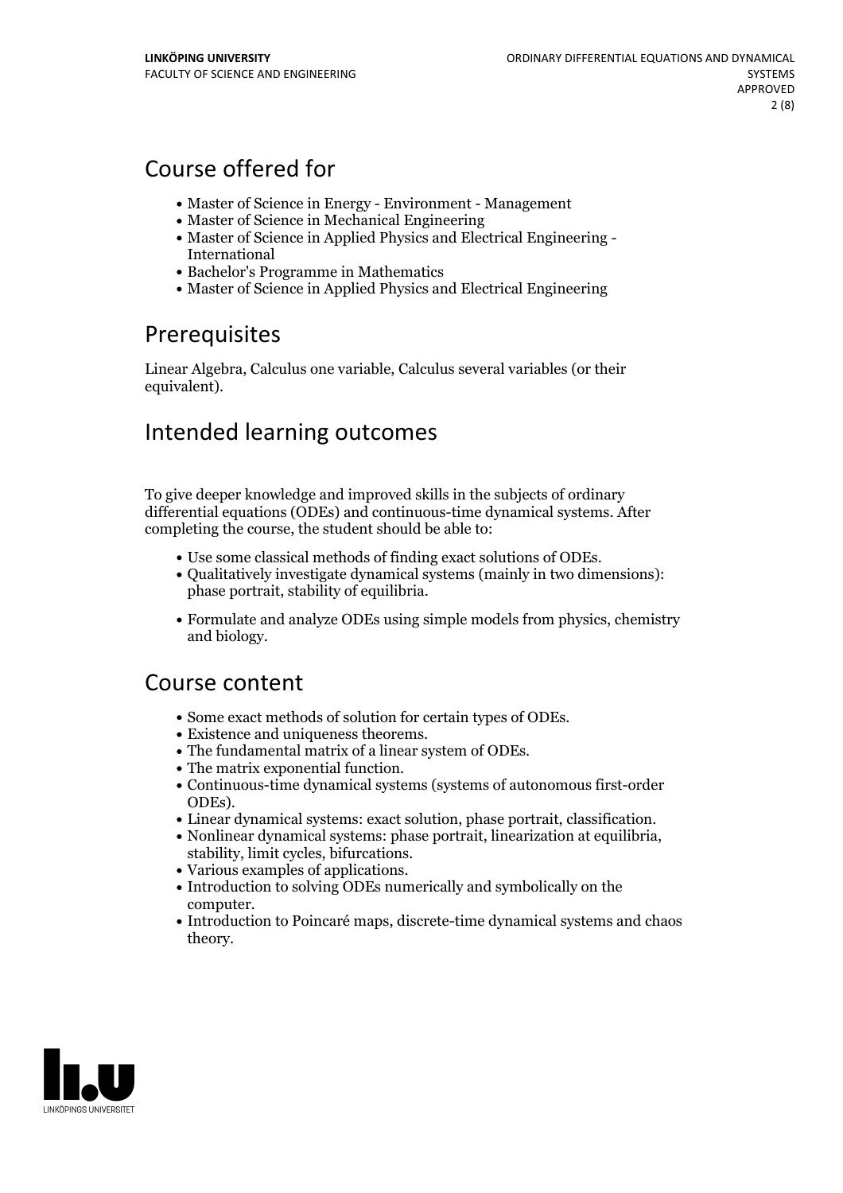## Course offered for

- Master of Science in Energy - Environment - Management
- Master of Science in Mechanical Engineering
- Master of Science in Applied Physics and Electrical Engineering - International
- Bachelor's Programme in Mathematics
- Master of Science in Applied Physics and Electrical Engineering

## Prerequisites

Linear Algebra, Calculus one variable, Calculus several variables (or their equivalent).

## Intended learning outcomes

To give deeper knowledge and improved skills in the subjects of ordinary differential equations (ODEs) and continuous-time dynamical systems. After completing the course, the student should be able to:

- Use some classical methods of finding exact solutions of ODEs.
- Qualitatively investigate dynamical systems (mainly in two dimensions): phase portrait, stability of equilibria.
- Formulate and analyze ODEs using simple models from physics, chemistry and biology.

## Course content

- Some exact methods of solution for certain types of ODEs.
- Existence and uniqueness theorems.
- The fundamental matrix of a linear system of ODEs.
- The matrix exponential function.
- Continuous-time dynamical systems (systems of autonomous first-order ODEs).
- Linear dynamical systems: exact solution, phase portrait, classification.
- Nonlinear dynamical systems: phase portrait, linearization at equilibria, stability, limit cycles, bifurcations.
- Various examples of applications.
- Introduction to solving ODEs numerically and symbolically on the computer.
- Introduction to Poincaré maps, discrete-time dynamical systems and chaos theory.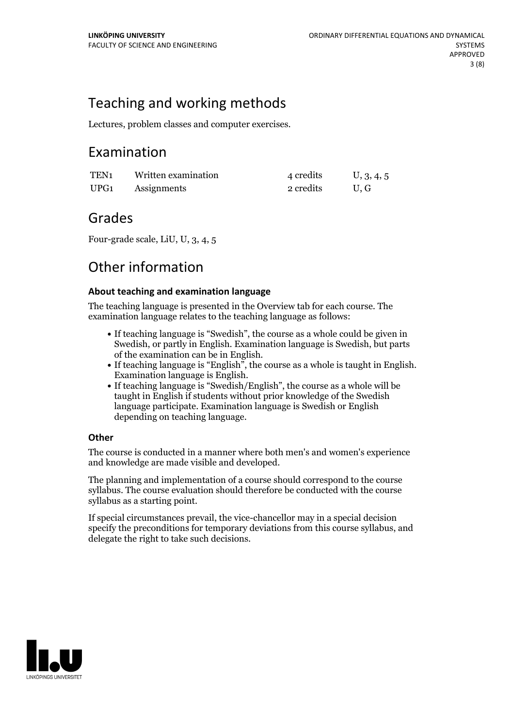## Teaching and working methods

Lectures, problem classes and computer exercises.

## Examination

| TEN1 | Written examination | 4 credits | U, 3, 4, 5 |
|---|---|---|---|
| UPG1 | Assignments | 2 credits | U, G |

## Grades

Four-grade scale, LiU, U, 3, 4, 5

## Other information

### About teaching and examination language

The teaching language is presented in the Overview tab for each course. The examination language relates to the teaching language as follows:

- If teaching language is "Swedish", the course as a whole could be given in Swedish, or partly in English. Examination language is Swedish, but parts of the examination can be in English.
- If teaching language is "English", the course as a whole is taught in English. Examination language is English.
- If teaching language is "Swedish/English", the course as a whole will be taught in English if students without prior knowledge of the Swedish language participate. Examination language is Swedish or English depending on teaching language.

### Other

The course is conducted in a manner where both men's and women's experience and knowledge are made visible and developed.

The planning and implementation of a course should correspond to the course syllabus. The course evaluation should therefore be conducted with the course syllabus as a starting point.

If special circumstances prevail, the vice-chancellor may in a special decision specify the preconditions for temporary deviations from this course syllabus, and delegate the right to take such decisions.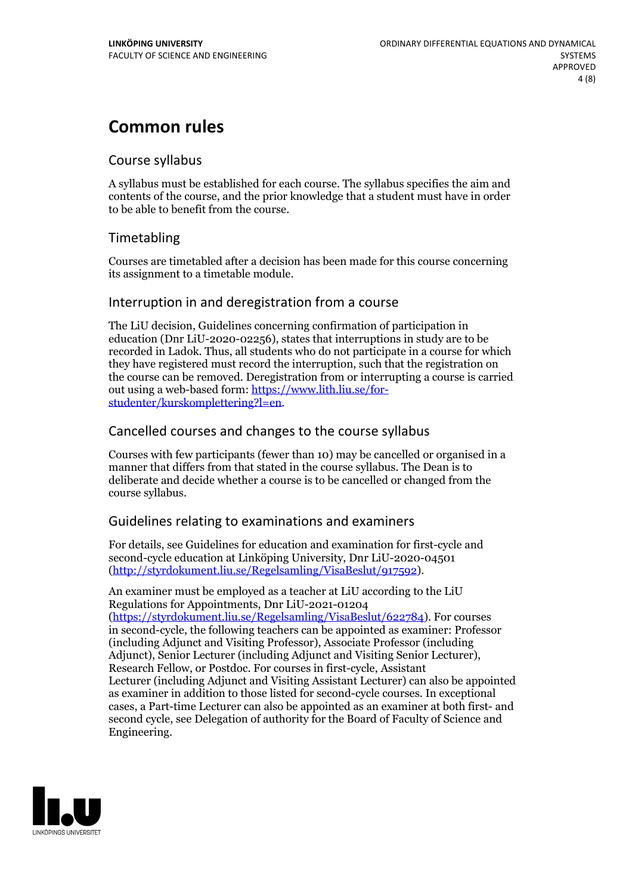# Common rules

## Course syllabus

A syllabus must be established for each course. The syllabus specifies the aim and contents of the course, and the prior knowledge that a student must have in order to be able to benefit from the course.

## Timetabling

Courses are timetabled after a decision has been made for this course concerning its assignment to a timetable module.

## Interruption in and deregistration from a course

The LiU decision, Guidelines concerning confirmation of participation in education (Dnr LiU-2020-02256), states that interruptions in study are to be recorded in Ladok. Thus, all students who do not participate in a course for which they have registered must record the interruption, such that the registration on the course can be removed. Deregistration from or interrupting a course is carried out using a web-based form: https://www.lith.liu.se/for-studenter/kurskomplettering?l=en.

## Cancelled courses and changes to the course syllabus

Courses with few participants (fewer than 10) may be cancelled or organised in a manner that differs from that stated in the course syllabus. The Dean is to deliberate and decide whether a course is to be cancelled or changed from the course syllabus.

## Guidelines relating to examinations and examiners

For details, see Guidelines for education and examination for first-cycle and second-cycle education at Linköping University, Dnr LiU-2020-04501 (http://styrdokument.liu.se/Regelsamling/VisaBeslut/917592).

An examiner must be employed as a teacher at LiU according to the LiU Regulations for Appointments, Dnr LiU-2021-01204 (https://styrdokument.liu.se/Regelsamling/VisaBeslut/622784). For courses in second-cycle, the following teachers can be appointed as examiner: Professor (including Adjunct and Visiting Professor), Associate Professor (including Adjunct), Senior Lecturer (including Adjunct and Visiting Senior Lecturer), Research Fellow, or Postdoc. For courses in first-cycle, Assistant Lecturer (including Adjunct and Visiting Assistant Lecturer) can also be appointed as examiner in addition to those listed for second-cycle courses. In exceptional cases, a Part-time Lecturer can also be appointed as an examiner at both first- and second cycle, see Delegation of authority for the Board of Faculty of Science and Engineering.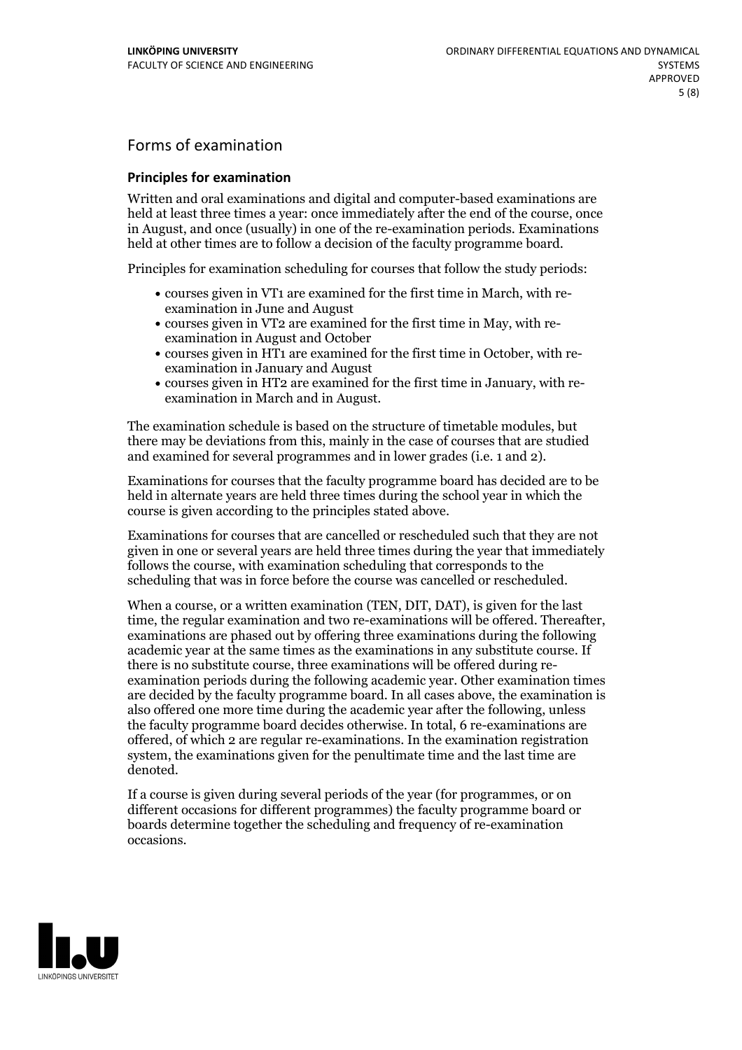## Forms of examination

### Principles for examination

Written and oral examinations and digital and computer-based examinations are held at least three times a year: once immediately after the end of the course, once in August, and once (usually) in one of the re-examination periods. Examinations held at other times are to follow a decision of the faculty programme board.

Principles for examination scheduling for courses that follow the study periods:

- courses given in VT1 are examined for the first time in March, with re-examination in June and August
- courses given in VT2 are examined for the first time in May, with re-examination in August and October
- courses given in HT1 are examined for the first time in October, with re-examination in January and August
- courses given in HT2 are examined for the first time in January, with re-examination in March and in August.

The examination schedule is based on the structure of timetable modules, but there may be deviations from this, mainly in the case of courses that are studied and examined for several programmes and in lower grades (i.e. 1 and 2).

Examinations for courses that the faculty programme board has decided are to be held in alternate years are held three times during the school year in which the course is given according to the principles stated above.

Examinations for courses that are cancelled or rescheduled such that they are not given in one or several years are held three times during the year that immediately follows the course, with examination scheduling that corresponds to the scheduling that was in force before the course was cancelled or rescheduled.

When a course, or a written examination (TEN, DIT, DAT), is given for the last time, the regular examination and two re-examinations will be offered. Thereafter, examinations are phased out by offering three examinations during the following academic year at the same times as the examinations in any substitute course. If there is no substitute course, three examinations will be offered during re-examination periods during the following academic year. Other examination times are decided by the faculty programme board. In all cases above, the examination is also offered one more time during the academic year after the following, unless the faculty programme board decides otherwise. In total, 6 re-examinations are offered, of which 2 are regular re-examinations. In the examination registration system, the examinations given for the penultimate time and the last time are denoted.

If a course is given during several periods of the year (for programmes, or on different occasions for different programmes) the faculty programme board or boards determine together the scheduling and frequency of re-examination occasions.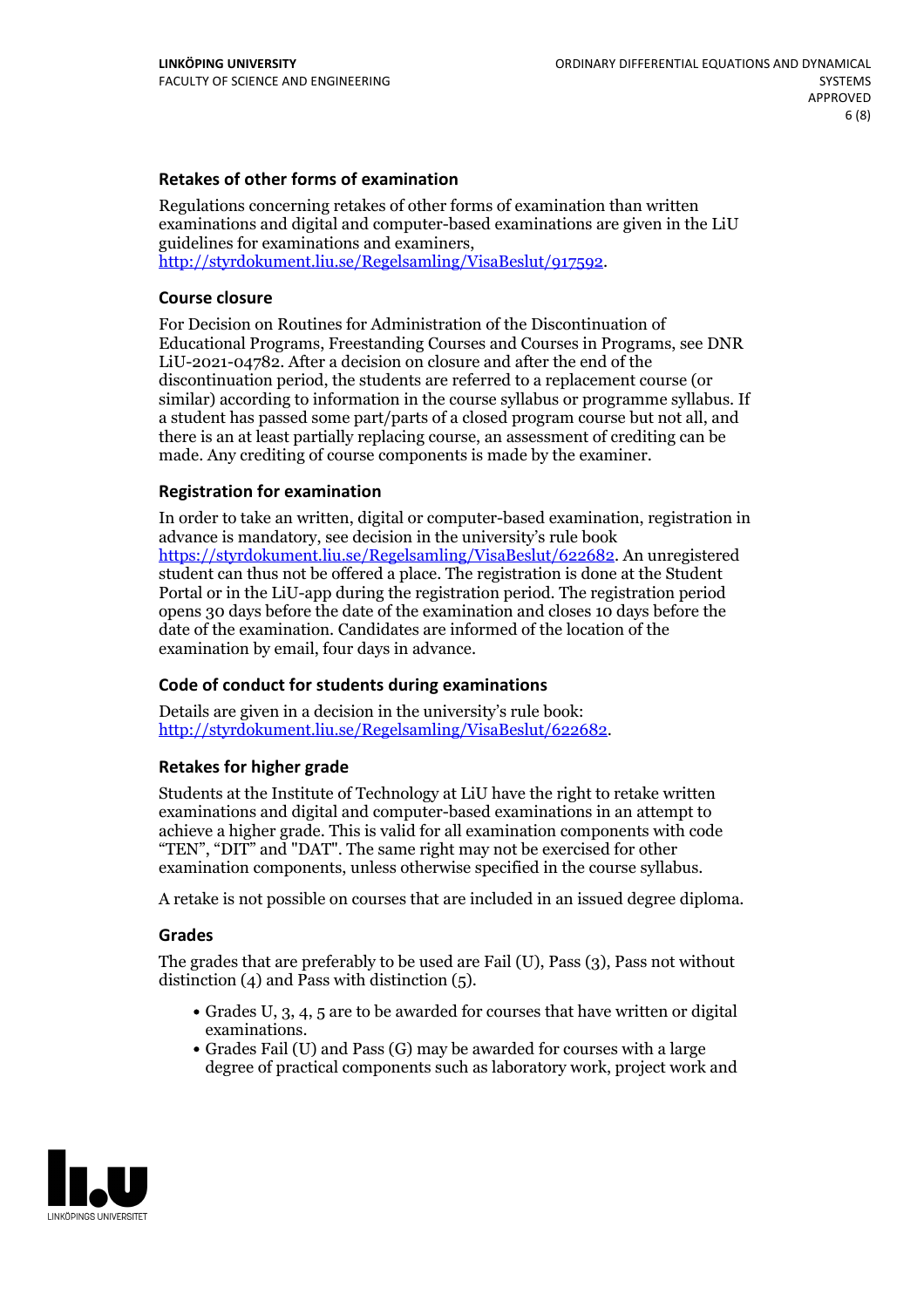### Retakes of other forms of examination

Regulations concerning retakes of other forms of examination than written examinations and digital and computer-based examinations are given in the LiU guidelines for examinations and examiners, http://styrdokument.liu.se/Regelsamling/VisaBeslut/917592.

### Course closure

For Decision on Routines for Administration of the Discontinuation of Educational Programs, Freestanding Courses and Courses in Programs, see DNR LiU-2021-04782. After a decision on closure and after the end of the discontinuation period, the students are referred to a replacement course (or similar) according to information in the course syllabus or programme syllabus. If a student has passed some part/parts of a closed program course but not all, and there is an at least partially replacing course, an assessment of crediting can be made. Any crediting of course components is made by the examiner.

### Registration for examination

In order to take an written, digital or computer-based examination, registration in advance is mandatory, see decision in the university's rule book https://styrdokument.liu.se/Regelsamling/VisaBeslut/622682. An unregistered student can thus not be offered a place. The registration is done at the Student Portal or in the LiU-app during the registration period. The registration period opens 30 days before the date of the examination and closes 10 days before the date of the examination. Candidates are informed of the location of the examination by email, four days in advance.

### Code of conduct for students during examinations

Details are given in a decision in the university's rule book: http://styrdokument.liu.se/Regelsamling/VisaBeslut/622682.

### Retakes for higher grade

Students at the Institute of Technology at LiU have the right to retake written examinations and digital and computer-based examinations in an attempt to achieve a higher grade. This is valid for all examination components with code "TEN", "DIT" and "DAT". The same right may not be exercised for other examination components, unless otherwise specified in the course syllabus.

A retake is not possible on courses that are included in an issued degree diploma.

### Grades

The grades that are preferably to be used are Fail (U), Pass (3), Pass not without distinction (4) and Pass with distinction (5).

- Grades U, 3, 4, 5 are to be awarded for courses that have written or digital examinations.
- Grades Fail (U) and Pass (G) may be awarded for courses with a large degree of practical components such as laboratory work, project work and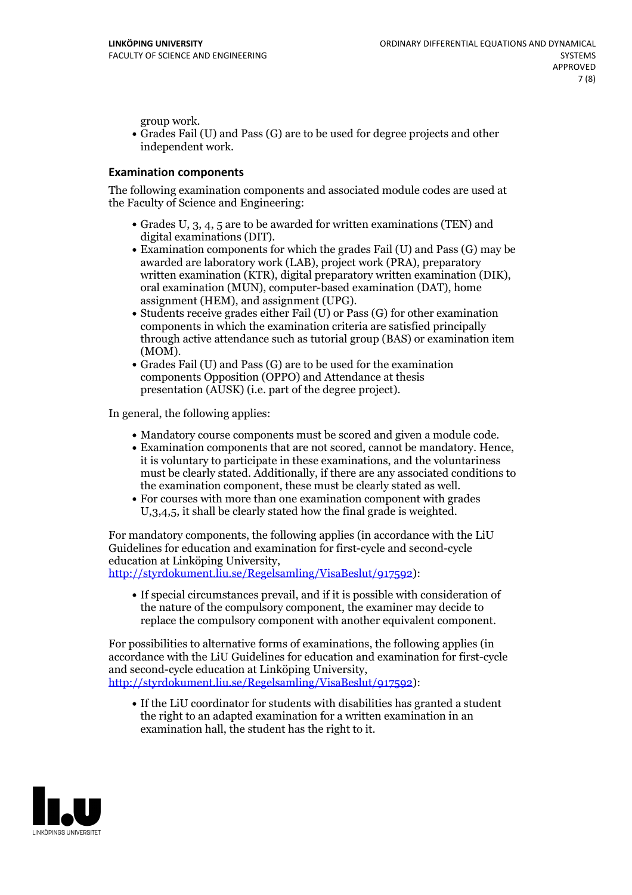group work.

- Grades Fail (U) and Pass (G) are to be used for degree projects and other independent work.

### Examination components

The following examination components and associated module codes are used at the Faculty of Science and Engineering:

- Grades U, 3, 4, 5 are to be awarded for written examinations (TEN) and digital examinations (DIT).
- Examination components for which the grades Fail (U) and Pass (G) may be awarded are laboratory work (LAB), project work (PRA), preparatory written examination (KTR), digital preparatory written examination (DIK), oral examination (MUN), computer-based examination (DAT), home assignment (HEM), and assignment (UPG).
- Students receive grades either Fail (U) or Pass (G) for other examination components in which the examination criteria are satisfied principally through active attendance such as tutorial group (BAS) or examination item (MOM).
- Grades Fail (U) and Pass (G) are to be used for the examination components Opposition (OPPO) and Attendance at thesis presentation (AUSK) (i.e. part of the degree project).

In general, the following applies:

- Mandatory course components must be scored and given a module code.
- Examination components that are not scored, cannot be mandatory. Hence, it is voluntary to participate in these examinations, and the voluntariness must be clearly stated. Additionally, if there are any associated conditions to the examination component, these must be clearly stated as well.
- For courses with more than one examination component with grades U,3,4,5, it shall be clearly stated how the final grade is weighted.

For mandatory components, the following applies (in accordance with the LiU Guidelines for education and examination for first-cycle and second-cycle education at Linköping University, http://styrdokument.liu.se/Regelsamling/VisaBeslut/917592):

- If special circumstances prevail, and if it is possible with consideration of the nature of the compulsory component, the examiner may decide to replace the compulsory component with another equivalent component.

For possibilities to alternative forms of examinations, the following applies (in accordance with the LiU Guidelines for education and examination for first-cycle and second-cycle education at Linköping University, http://styrdokument.liu.se/Regelsamling/VisaBeslut/917592):

- If the LiU coordinator for students with disabilities has granted a student the right to an adapted examination for a written examination in an examination hall, the student has the right to it.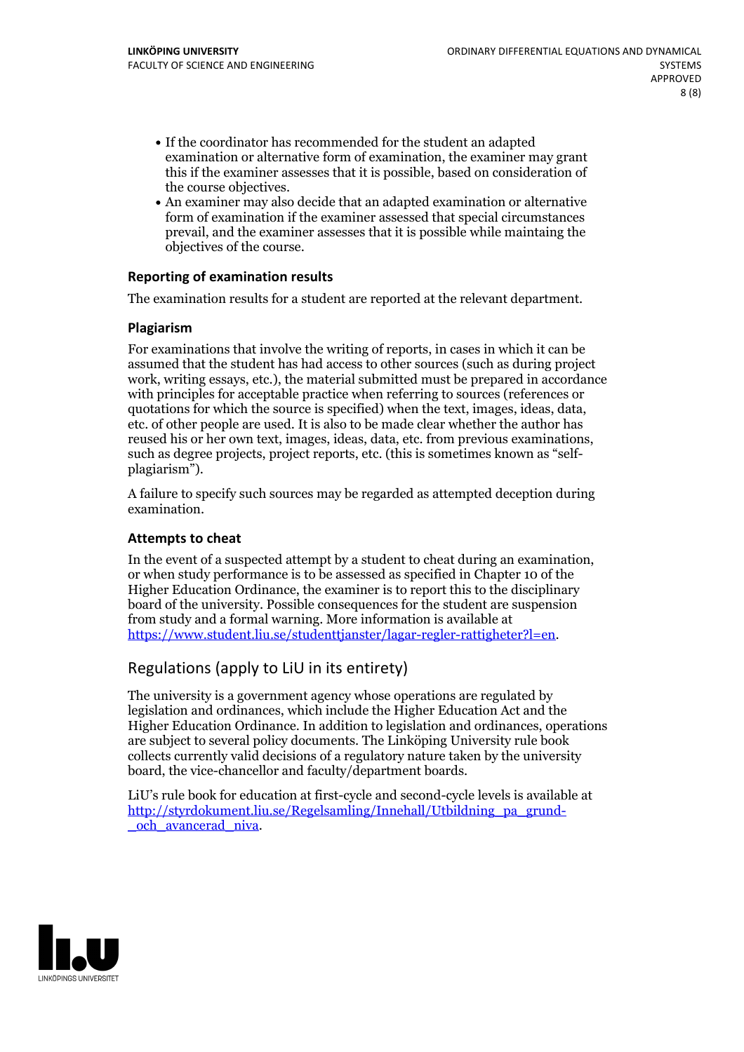- If the coordinator has recommended for the student an adapted examination or alternative form of examination, the examiner may grant this if the examiner assesses that it is possible, based on consideration of the course objectives.
- An examiner may also decide that an adapted examination or alternative form of examination if the examiner assessed that special circumstances prevail, and the examiner assesses that it is possible while maintaing the objectives of the course.

### Reporting of examination results

The examination results for a student are reported at the relevant department.

### Plagiarism

For examinations that involve the writing of reports, in cases in which it can be assumed that the student has had access to other sources (such as during project work, writing essays, etc.), the material submitted must be prepared in accordance with principles for acceptable practice when referring to sources (references or quotations for which the source is specified) when the text, images, ideas, data, etc. of other people are used. It is also to be made clear whether the author has reused his or her own text, images, ideas, data, etc. from previous examinations, such as degree projects, project reports, etc. (this is sometimes known as "self-plagiarism").

A failure to specify such sources may be regarded as attempted deception during examination.

### Attempts to cheat

In the event of a suspected attempt by a student to cheat during an examination, or when study performance is to be assessed as specified in Chapter 10 of the Higher Education Ordinance, the examiner is to report this to the disciplinary board of the university. Possible consequences for the student are suspension from study and a formal warning. More information is available at [https://www.student.liu.se/studenttjanster/lagar-regler-rattigheter?l=en](https://www.student.liu.se/studenttjanster/lagar-regler-rattigheter?l=en).

## Regulations (apply to LiU in its entirety)

The university is a government agency whose operations are regulated by legislation and ordinances, which include the Higher Education Act and the Higher Education Ordinance. In addition to legislation and ordinances, operations are subject to several policy documents. The Linköping University rule book collects currently valid decisions of a regulatory nature taken by the university board, the vice-chancellor and faculty/department boards.

LiU's rule book for education at first-cycle and second-cycle levels is available at [http://styrdokument.liu.se/Regelsamling/Innehall/Utbildning_pa_grund-_och_avancerad_niva](http://styrdokument.liu.se/Regelsamling/Innehall/Utbildning_pa_grund-_och_avancerad_niva).